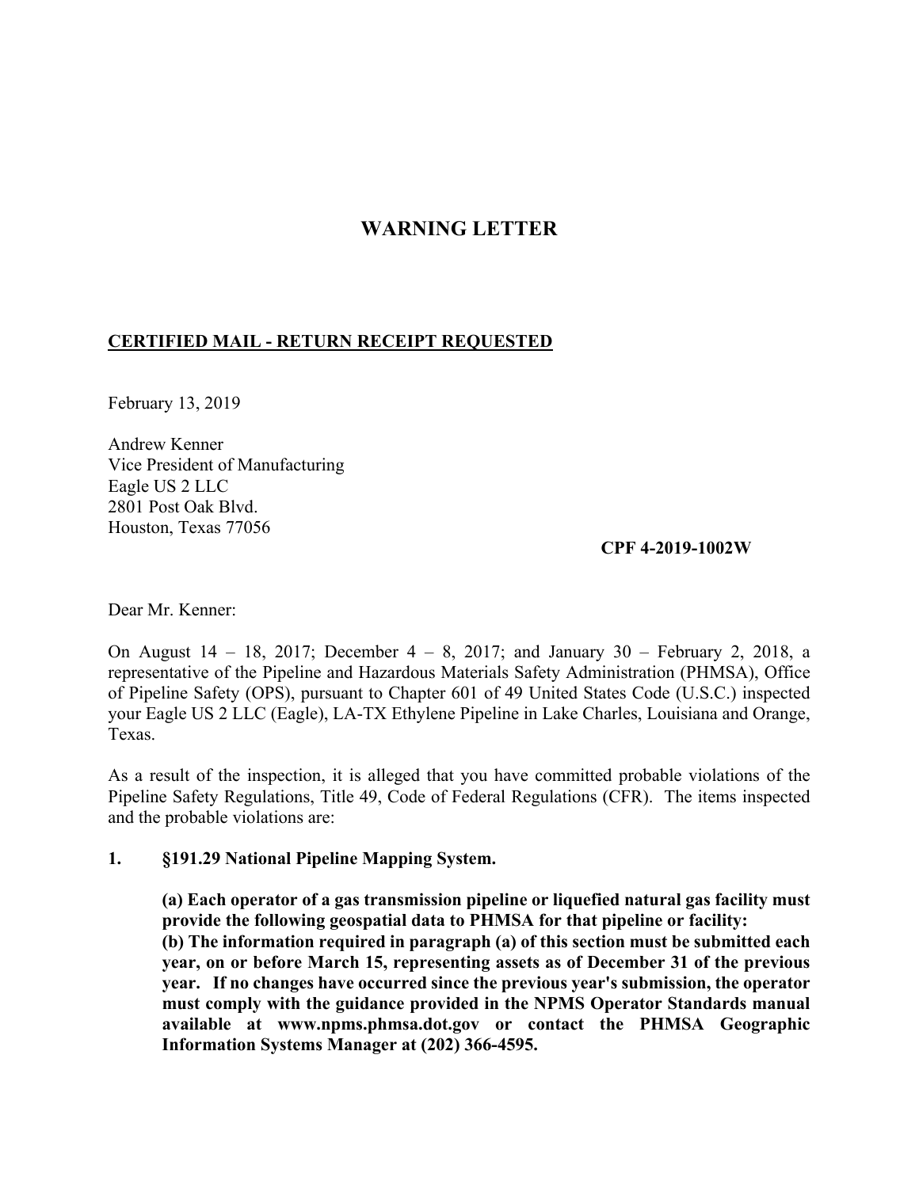# WARNING LETTER

**CERTIFIED MAIL - RETURN RECEIPT REQUESTED**

February 13, 2019

Andrew Kenner
Vice President of Manufacturing
Eagle US 2 LLC
2801 Post Oak Blvd.
Houston, Texas 77056

**CPF 4-2019-1002W**

Dear Mr. Kenner:

On August 14 – 18, 2017; December 4 – 8, 2017; and January 30 – February 2, 2018, a representative of the Pipeline and Hazardous Materials Safety Administration (PHMSA), Office of Pipeline Safety (OPS), pursuant to Chapter 601 of 49 United States Code (U.S.C.) inspected your Eagle US 2 LLC (Eagle), LA-TX Ethylene Pipeline in Lake Charles, Louisiana and Orange, Texas.

As a result of the inspection, it is alleged that you have committed probable violations of the Pipeline Safety Regulations, Title 49, Code of Federal Regulations (CFR). The items inspected and the probable violations are:

1. **§191.29 National Pipeline Mapping System.**

   **(a) Each operator of a gas transmission pipeline or liquefied natural gas facility must provide the following geospatial data to PHMSA for that pipeline or facility:**
   **(b) The information required in paragraph (a) of this section must be submitted each year, on or before March 15, representing assets as of December 31 of the previous year. If no changes have occurred since the previous year's submission, the operator must comply with the guidance provided in the NPMS Operator Standards manual available at www.npms.phmsa.dot.gov or contact the PHMSA Geographic Information Systems Manager at (202) 366-4595.**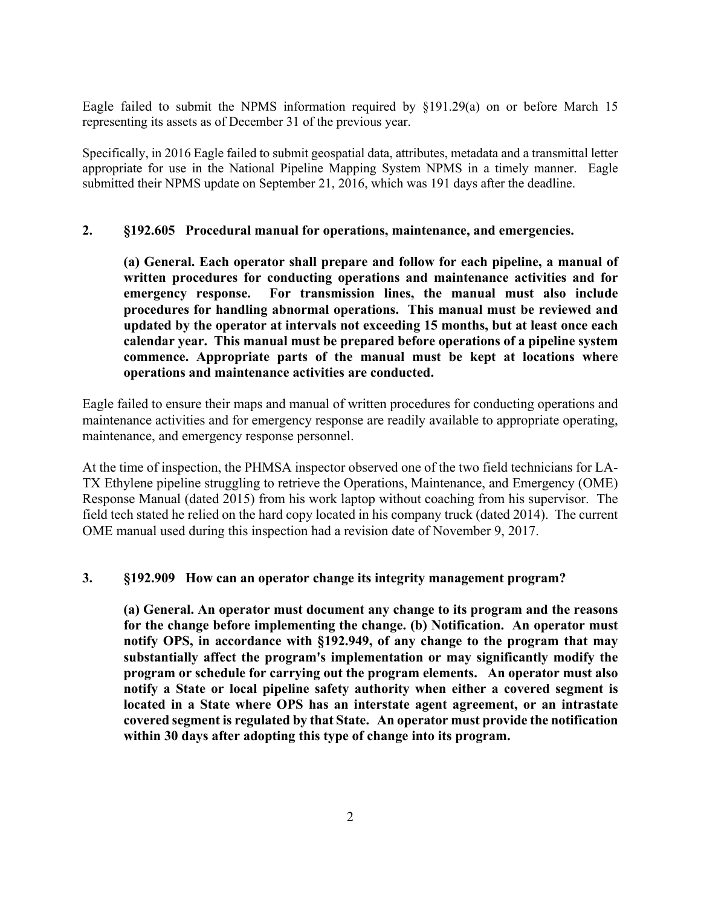Eagle failed to submit the NPMS information required by §191.29(a) on or before March 15 representing its assets as of December 31 of the previous year.

Specifically, in 2016 Eagle failed to submit geospatial data, attributes, metadata and a transmittal letter appropriate for use in the National Pipeline Mapping System NPMS in a timely manner. Eagle submitted their NPMS update on September 21, 2016, which was 191 days after the deadline.

**2. §192.605 Procedural manual for operations, maintenance, and emergencies.**

> **(a) General. Each operator shall prepare and follow for each pipeline, a manual of written procedures for conducting operations and maintenance activities and for emergency response. For transmission lines, the manual must also include procedures for handling abnormal operations. This manual must be reviewed and updated by the operator at intervals not exceeding 15 months, but at least once each calendar year. This manual must be prepared before operations of a pipeline system commence. Appropriate parts of the manual must be kept at locations where operations and maintenance activities are conducted.**

Eagle failed to ensure their maps and manual of written procedures for conducting operations and maintenance activities and for emergency response are readily available to appropriate operating, maintenance, and emergency response personnel.

At the time of inspection, the PHMSA inspector observed one of the two field technicians for LA-TX Ethylene pipeline struggling to retrieve the Operations, Maintenance, and Emergency (OME) Response Manual (dated 2015) from his work laptop without coaching from his supervisor. The field tech stated he relied on the hard copy located in his company truck (dated 2014). The current OME manual used during this inspection had a revision date of November 9, 2017.

**3. §192.909 How can an operator change its integrity management program?**

> **(a) General. An operator must document any change to its program and the reasons for the change before implementing the change. (b) Notification. An operator must notify OPS, in accordance with §192.949, of any change to the program that may substantially affect the program's implementation or may significantly modify the program or schedule for carrying out the program elements. An operator must also notify a State or local pipeline safety authority when either a covered segment is located in a State where OPS has an interstate agent agreement, or an intrastate covered segment is regulated by that State. An operator must provide the notification within 30 days after adopting this type of change into its program.**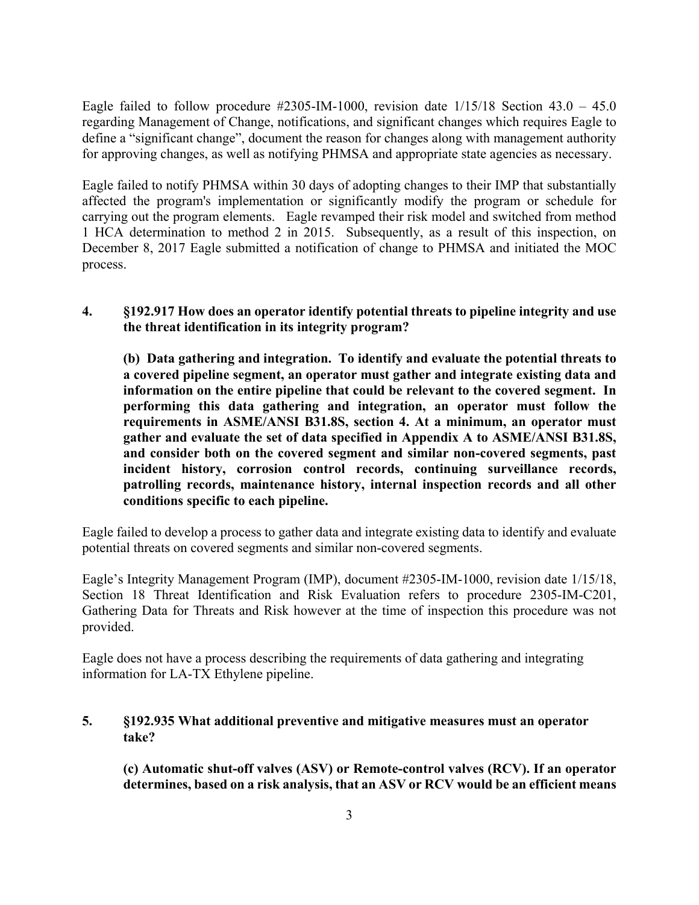Eagle failed to follow procedure #2305-IM-1000, revision date 1/15/18 Section 43.0 – 45.0 regarding Management of Change, notifications, and significant changes which requires Eagle to define a "significant change", document the reason for changes along with management authority for approving changes, as well as notifying PHMSA and appropriate state agencies as necessary.

Eagle failed to notify PHMSA within 30 days of adopting changes to their IMP that substantially affected the program's implementation or significantly modify the program or schedule for carrying out the program elements. Eagle revamped their risk model and switched from method 1 HCA determination to method 2 in 2015. Subsequently, as a result of this inspection, on December 8, 2017 Eagle submitted a notification of change to PHMSA and initiated the MOC process.

**4. §192.917 How does an operator identify potential threats to pipeline integrity and use the threat identification in its integrity program?**

**(b) Data gathering and integration. To identify and evaluate the potential threats to a covered pipeline segment, an operator must gather and integrate existing data and information on the entire pipeline that could be relevant to the covered segment. In performing this data gathering and integration, an operator must follow the requirements in ASME/ANSI B31.8S, section 4. At a minimum, an operator must gather and evaluate the set of data specified in Appendix A to ASME/ANSI B31.8S, and consider both on the covered segment and similar non-covered segments, past incident history, corrosion control records, continuing surveillance records, patrolling records, maintenance history, internal inspection records and all other conditions specific to each pipeline.**

Eagle failed to develop a process to gather data and integrate existing data to identify and evaluate potential threats on covered segments and similar non-covered segments.

Eagle's Integrity Management Program (IMP), document #2305-IM-1000, revision date 1/15/18, Section 18 Threat Identification and Risk Evaluation refers to procedure 2305-IM-C201, Gathering Data for Threats and Risk however at the time of inspection this procedure was not provided.

Eagle does not have a process describing the requirements of data gathering and integrating information for LA-TX Ethylene pipeline.

**5. §192.935 What additional preventive and mitigative measures must an operator take?**

**(c) Automatic shut-off valves (ASV) or Remote-control valves (RCV). If an operator determines, based on a risk analysis, that an ASV or RCV would be an efficient means**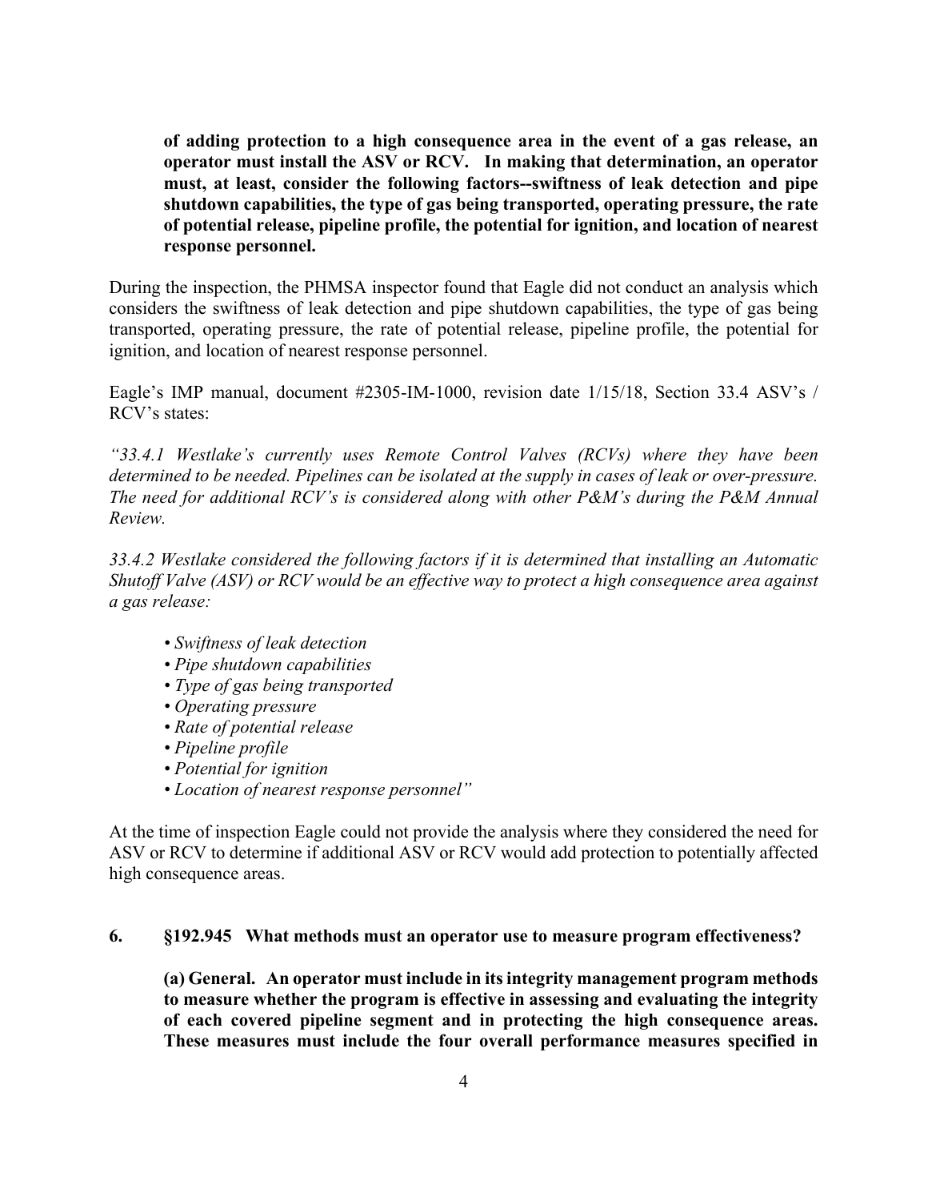**of adding protection to a high consequence area in the event of a gas release, an operator must install the ASV or RCV. In making that determination, an operator must, at least, consider the following factors--swiftness of leak detection and pipe shutdown capabilities, the type of gas being transported, operating pressure, the rate of potential release, pipeline profile, the potential for ignition, and location of nearest response personnel.**

During the inspection, the PHMSA inspector found that Eagle did not conduct an analysis which considers the swiftness of leak detection and pipe shutdown capabilities, the type of gas being transported, operating pressure, the rate of potential release, pipeline profile, the potential for ignition, and location of nearest response personnel.

Eagle's IMP manual, document #2305-IM-1000, revision date 1/15/18, Section 33.4 ASV's / RCV's states:

*"33.4.1 Westlake's currently uses Remote Control Valves (RCVs) where they have been determined to be needed. Pipelines can be isolated at the supply in cases of leak or over-pressure. The need for additional RCV's is considered along with other P&M's during the P&M Annual Review.*

*33.4.2 Westlake considered the following factors if it is determined that installing an Automatic Shutoff Valve (ASV) or RCV would be an effective way to protect a high consequence area against a gas release:*

- *Swiftness of leak detection*
- *Pipe shutdown capabilities*
- *Type of gas being transported*
- *Operating pressure*
- *Rate of potential release*
- *Pipeline profile*
- *Potential for ignition*
- *Location of nearest response personnel"*

At the time of inspection Eagle could not provide the analysis where they considered the need for ASV or RCV to determine if additional ASV or RCV would add protection to potentially affected high consequence areas.

**6. §192.945 What methods must an operator use to measure program effectiveness?**

**(a) General. An operator must include in its integrity management program methods to measure whether the program is effective in assessing and evaluating the integrity of each covered pipeline segment and in protecting the high consequence areas. These measures must include the four overall performance measures specified in**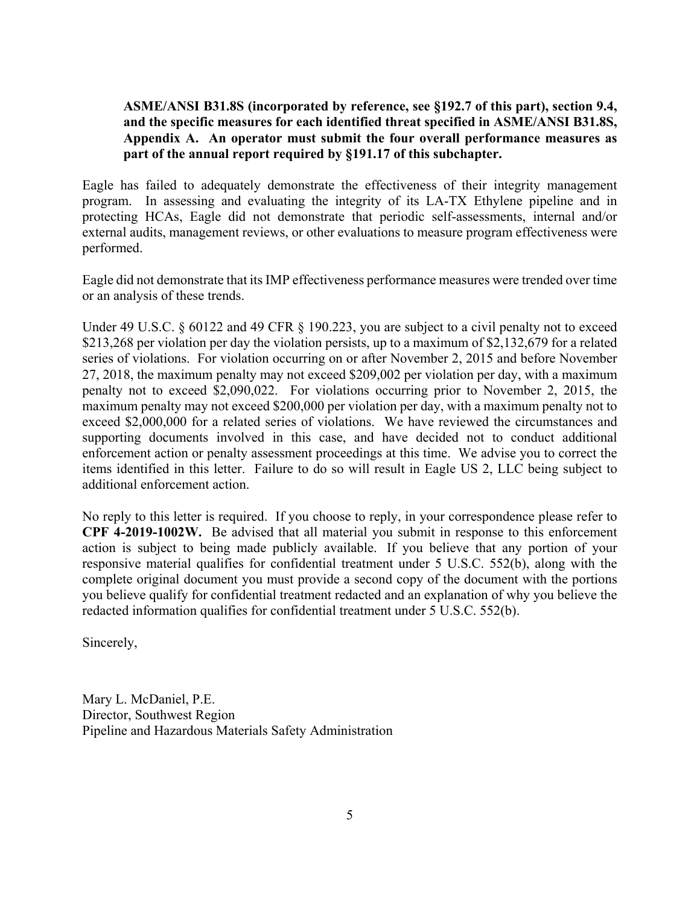**ASME/ANSI B31.8S (incorporated by reference, see §192.7 of this part), section 9.4, and the specific measures for each identified threat specified in ASME/ANSI B31.8S, Appendix A. An operator must submit the four overall performance measures as part of the annual report required by §191.17 of this subchapter.**

Eagle has failed to adequately demonstrate the effectiveness of their integrity management program. In assessing and evaluating the integrity of its LA-TX Ethylene pipeline and in protecting HCAs, Eagle did not demonstrate that periodic self-assessments, internal and/or external audits, management reviews, or other evaluations to measure program effectiveness were performed.

Eagle did not demonstrate that its IMP effectiveness performance measures were trended over time or an analysis of these trends.

Under 49 U.S.C. § 60122 and 49 CFR § 190.223, you are subject to a civil penalty not to exceed $213,268 per violation per day the violation persists, up to a maximum of $2,132,679 for a related series of violations. For violation occurring on or after November 2, 2015 and before November 27, 2018, the maximum penalty may not exceed $209,002 per violation per day, with a maximum penalty not to exceed $2,090,022. For violations occurring prior to November 2, 2015, the maximum penalty may not exceed $200,000 per violation per day, with a maximum penalty not to exceed $2,000,000 for a related series of violations. We have reviewed the circumstances and supporting documents involved in this case, and have decided not to conduct additional enforcement action or penalty assessment proceedings at this time. We advise you to correct the items identified in this letter. Failure to do so will result in Eagle US 2, LLC being subject to additional enforcement action.

No reply to this letter is required. If you choose to reply, in your correspondence please refer to **CPF 4-2019-1002W.** Be advised that all material you submit in response to this enforcement action is subject to being made publicly available. If you believe that any portion of your responsive material qualifies for confidential treatment under 5 U.S.C. 552(b), along with the complete original document you must provide a second copy of the document with the portions you believe qualify for confidential treatment redacted and an explanation of why you believe the redacted information qualifies for confidential treatment under 5 U.S.C. 552(b).

Sincerely,

Mary L. McDaniel, P.E.
Director, Southwest Region
Pipeline and Hazardous Materials Safety Administration